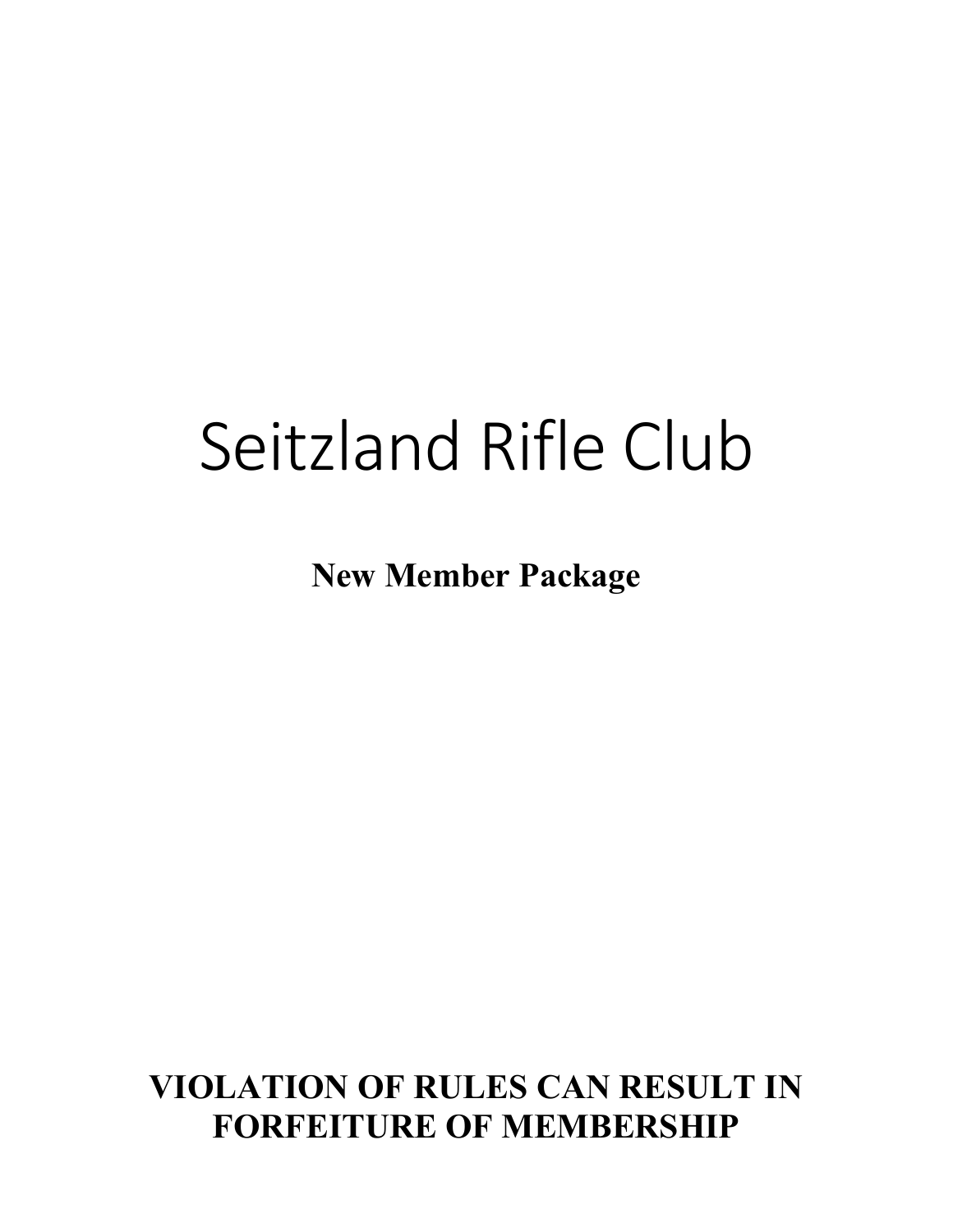# Seitzland Rifle Club

**New Member Package**

**VIOLATION OF RULES CAN RESULT IN FORFEITURE OF MEMBERSHIP**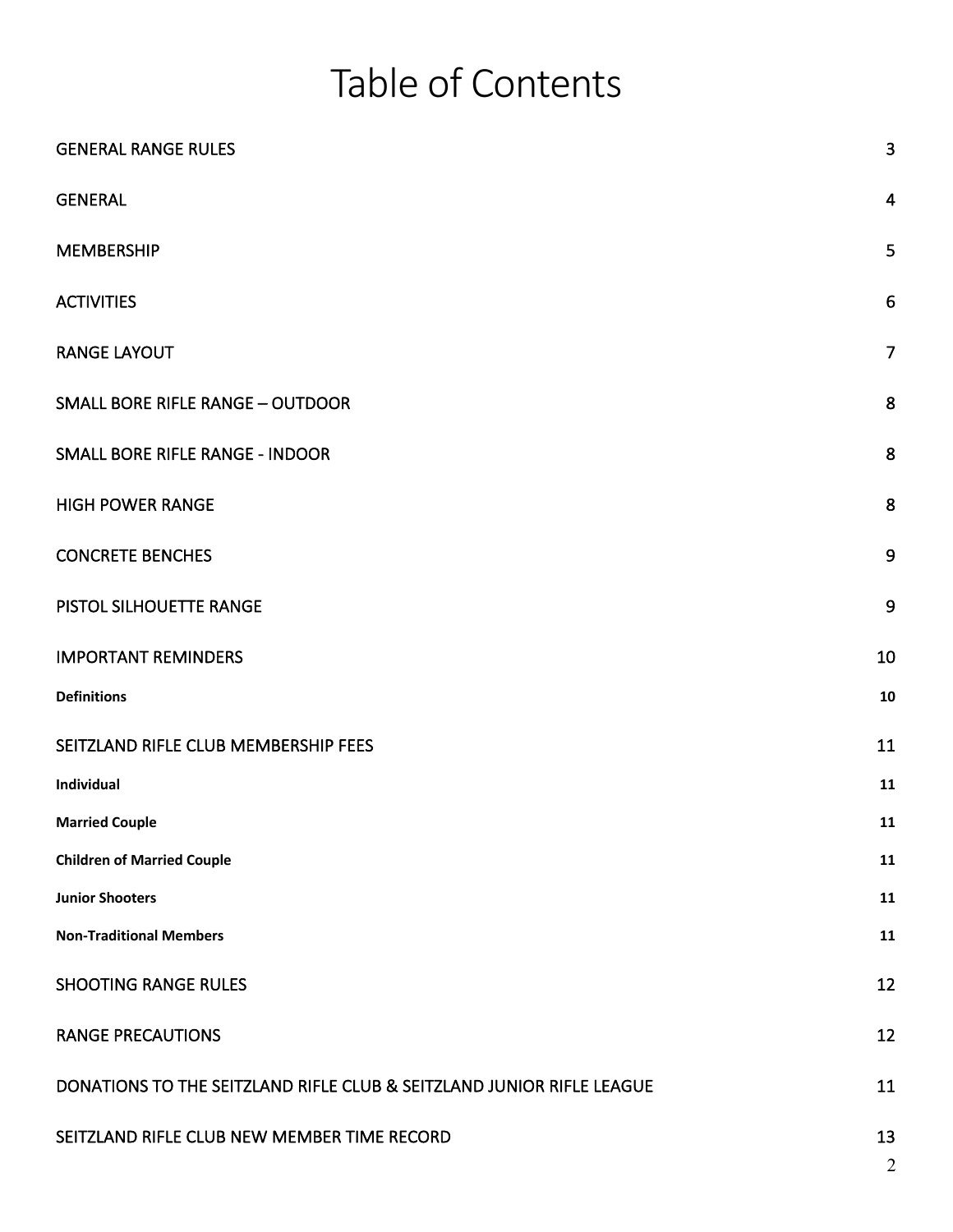# Table of Contents

| | |
|---|---|
| GENERAL RANGE RULES | 3 |
| GENERAL | 4 |
| MEMBERSHIP | 5 |
| ACTIVITIES | 6 |
| RANGE LAYOUT | 7 |
| SMALL BORE RIFLE RANGE – OUTDOOR | 8 |
| SMALL BORE RIFLE RANGE - INDOOR | 8 |
| HIGH POWER RANGE | 8 |
| CONCRETE BENCHES | 9 |
| PISTOL SILHOUETTE RANGE | 9 |
| IMPORTANT REMINDERS | 10 |
| **Definitions** | **10** |
| SEITZLAND RIFLE CLUB MEMBERSHIP FEES | 11 |
| **Individual** | **11** |
| **Married Couple** | **11** |
| **Children of Married Couple** | **11** |
| **Junior Shooters** | **11** |
| **Non-Traditional Members** | **11** |
| SHOOTING RANGE RULES | 12 |
| RANGE PRECAUTIONS | 12 |
| DONATIONS TO THE SEITZLAND RIFLE CLUB & SEITZLAND JUNIOR RIFLE LEAGUE | 11 |
| SEITZLAND RIFLE CLUB NEW MEMBER TIME RECORD | 13 |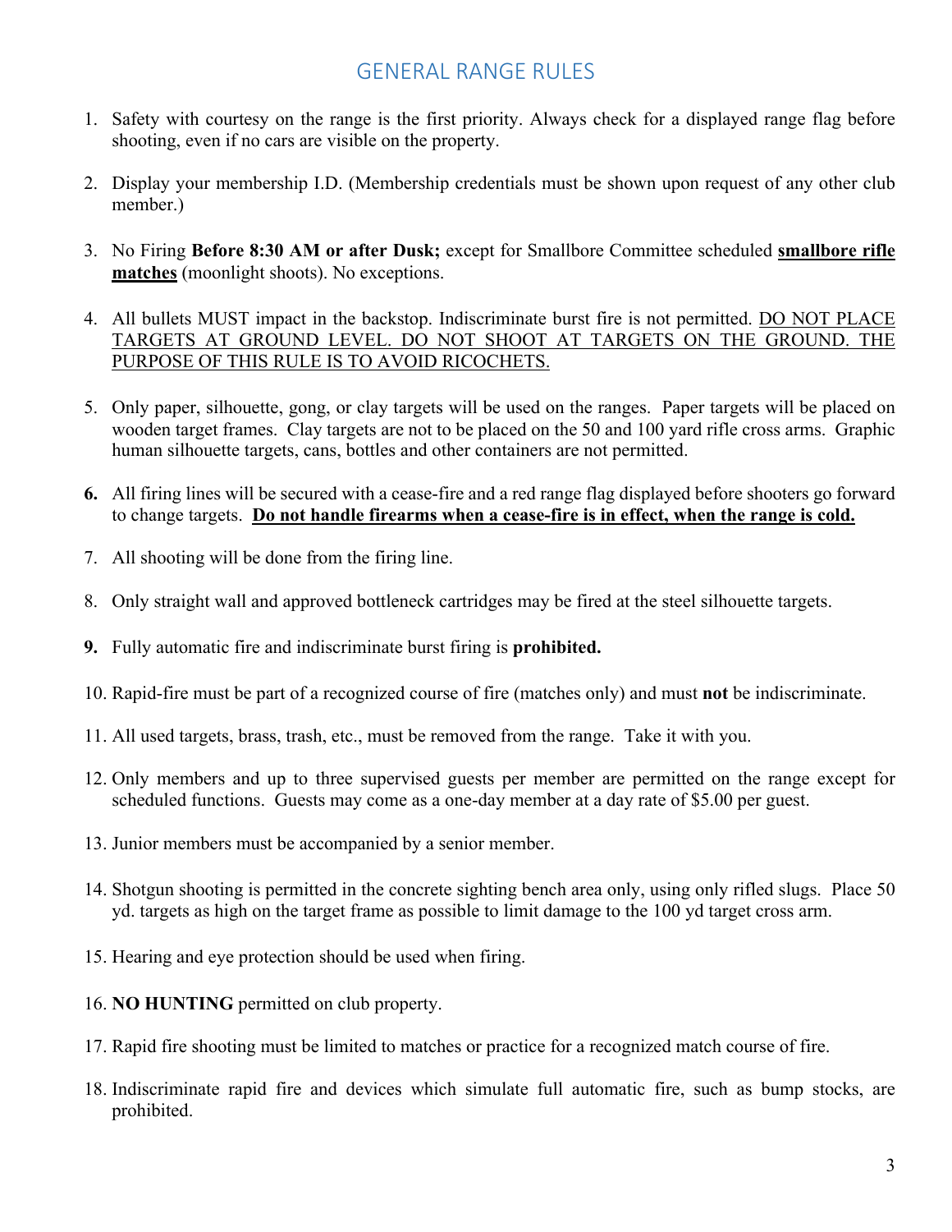# GENERAL RANGE RULES

1. Safety with courtesy on the range is the first priority. Always check for a displayed range flag before shooting, even if no cars are visible on the property.

2. Display your membership I.D. (Membership credentials must be shown upon request of any other club member.)

3. No Firing **Before 8:30 AM or after Dusk;** except for Smallbore Committee scheduled <u>**smallbore rifle matches**</u> (moonlight shoots). No exceptions.

4. All bullets MUST impact in the backstop. Indiscriminate burst fire is not permitted. <u>DO NOT PLACE TARGETS AT GROUND LEVEL. DO NOT SHOOT AT TARGETS ON THE GROUND. THE PURPOSE OF THIS RULE IS TO AVOID RICOCHETS.</u>

5. Only paper, silhouette, gong, or clay targets will be used on the ranges. Paper targets will be placed on wooden target frames. Clay targets are not to be placed on the 50 and 100 yard rifle cross arms. Graphic human silhouette targets, cans, bottles and other containers are not permitted.

6. All firing lines will be secured with a cease-fire and a red range flag displayed before shooters go forward to change targets. <u>**Do not handle firearms when a cease-fire is in effect, when the range is cold.**</u>

7. All shooting will be done from the firing line.

8. Only straight wall and approved bottleneck cartridges may be fired at the steel silhouette targets.

9. Fully automatic fire and indiscriminate burst firing is **prohibited.**

10. Rapid-fire must be part of a recognized course of fire (matches only) and must **not** be indiscriminate.

11. All used targets, brass, trash, etc., must be removed from the range. Take it with you.

12. Only members and up to three supervised guests per member are permitted on the range except for scheduled functions. Guests may come as a one-day member at a day rate of $5.00 per guest.

13. Junior members must be accompanied by a senior member.

14. Shotgun shooting is permitted in the concrete sighting bench area only, using only rifled slugs. Place 50 yd. targets as high on the target frame as possible to limit damage to the 100 yd target cross arm.

15. Hearing and eye protection should be used when firing.

16. **NO HUNTING** permitted on club property.

17. Rapid fire shooting must be limited to matches or practice for a recognized match course of fire.

18. Indiscriminate rapid fire and devices which simulate full automatic fire, such as bump stocks, are prohibited.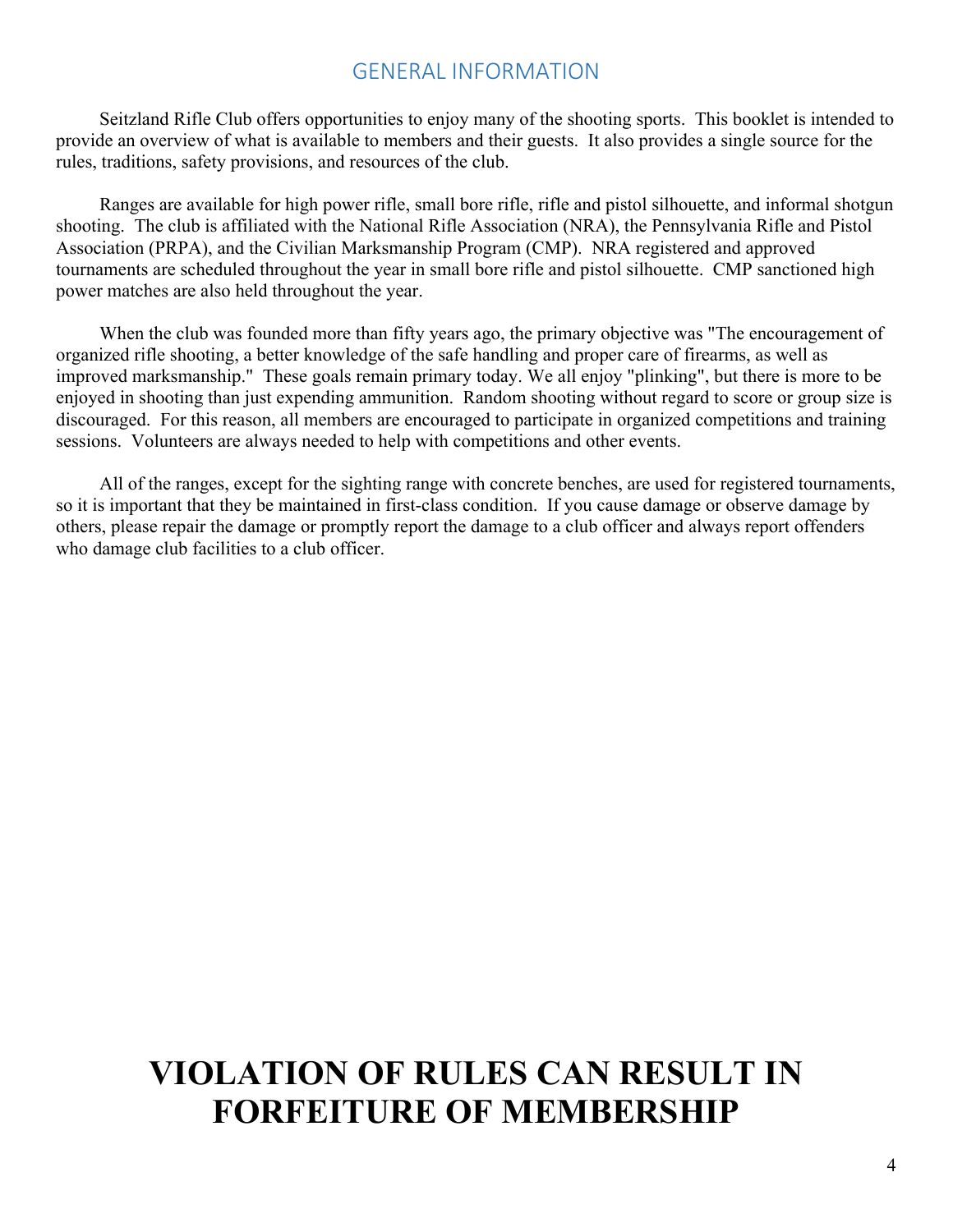## GENERAL INFORMATION

Seitzland Rifle Club offers opportunities to enjoy many of the shooting sports. This booklet is intended to provide an overview of what is available to members and their guests. It also provides a single source for the rules, traditions, safety provisions, and resources of the club.

Ranges are available for high power rifle, small bore rifle, rifle and pistol silhouette, and informal shotgun shooting. The club is affiliated with the National Rifle Association (NRA), the Pennsylvania Rifle and Pistol Association (PRPA), and the Civilian Marksmanship Program (CMP). NRA registered and approved tournaments are scheduled throughout the year in small bore rifle and pistol silhouette. CMP sanctioned high power matches are also held throughout the year.

When the club was founded more than fifty years ago, the primary objective was "The encouragement of organized rifle shooting, a better knowledge of the safe handling and proper care of firearms, as well as improved marksmanship." These goals remain primary today. We all enjoy "plinking", but there is more to be enjoyed in shooting than just expending ammunition. Random shooting without regard to score or group size is discouraged. For this reason, all members are encouraged to participate in organized competitions and training sessions. Volunteers are always needed to help with competitions and other events.

All of the ranges, except for the sighting range with concrete benches, are used for registered tournaments, so it is important that they be maintained in first-class condition. If you cause damage or observe damage by others, please repair the damage or promptly report the damage to a club officer and always report offenders who damage club facilities to a club officer.

# VIOLATION OF RULES CAN RESULT IN FORFEITURE OF MEMBERSHIP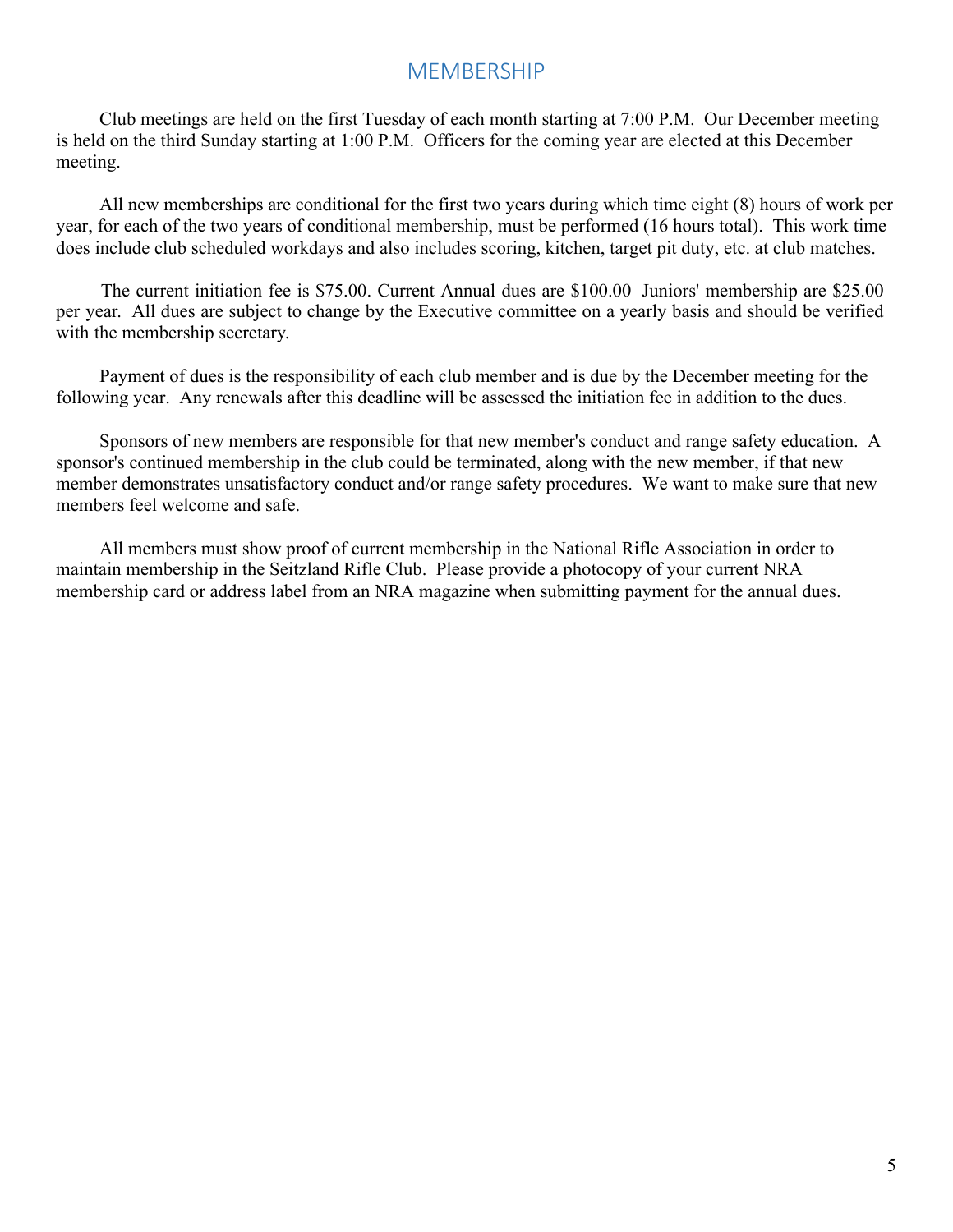## MEMBERSHIP

Club meetings are held on the first Tuesday of each month starting at 7:00 P.M. Our December meeting is held on the third Sunday starting at 1:00 P.M. Officers for the coming year are elected at this December meeting.

All new memberships are conditional for the first two years during which time eight (8) hours of work per year, for each of the two years of conditional membership, must be performed (16 hours total). This work time does include club scheduled workdays and also includes scoring, kitchen, target pit duty, etc. at club matches.

The current initiation fee is $75.00. Current Annual dues are $100.00 Juniors' membership are $25.00 per year. All dues are subject to change by the Executive committee on a yearly basis and should be verified with the membership secretary.

Payment of dues is the responsibility of each club member and is due by the December meeting for the following year. Any renewals after this deadline will be assessed the initiation fee in addition to the dues.

Sponsors of new members are responsible for that new member's conduct and range safety education. A sponsor's continued membership in the club could be terminated, along with the new member, if that new member demonstrates unsatisfactory conduct and/or range safety procedures. We want to make sure that new members feel welcome and safe.

All members must show proof of current membership in the National Rifle Association in order to maintain membership in the Seitzland Rifle Club. Please provide a photocopy of your current NRA membership card or address label from an NRA magazine when submitting payment for the annual dues.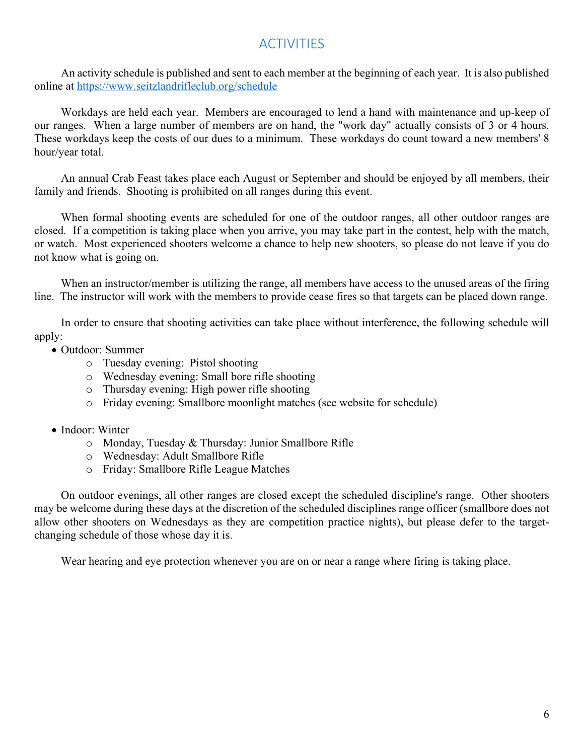## ACTIVITIES

An activity schedule is published and sent to each member at the beginning of each year. It is also published online at [https://www.seitzlandrifleclub.org/schedule](https://www.seitzlandrifleclub.org/schedule)

Workdays are held each year. Members are encouraged to lend a hand with maintenance and up-keep of our ranges. When a large number of members are on hand, the "work day" actually consists of 3 or 4 hours. These workdays keep the costs of our dues to a minimum. These workdays do count toward a new members' 8 hour/year total.

An annual Crab Feast takes place each August or September and should be enjoyed by all members, their family and friends. Shooting is prohibited on all ranges during this event.

When formal shooting events are scheduled for one of the outdoor ranges, all other outdoor ranges are closed. If a competition is taking place when you arrive, you may take part in the contest, help with the match, or watch. Most experienced shooters welcome a chance to help new shooters, so please do not leave if you do not know what is going on.

When an instructor/member is utilizing the range, all members have access to the unused areas of the firing line. The instructor will work with the members to provide cease fires so that targets can be placed down range.

In order to ensure that shooting activities can take place without interference, the following schedule will apply:

- Outdoor: Summer
  - Tuesday evening: Pistol shooting
  - Wednesday evening: Small bore rifle shooting
  - Thursday evening: High power rifle shooting
  - Friday evening: Smallbore moonlight matches (see website for schedule)

- Indoor: Winter
  - Monday, Tuesday & Thursday: Junior Smallbore Rifle
  - Wednesday: Adult Smallbore Rifle
  - Friday: Smallbore Rifle League Matches

On outdoor evenings, all other ranges are closed except the scheduled discipline's range. Other shooters may be welcome during these days at the discretion of the scheduled disciplines range officer (smallbore does not allow other shooters on Wednesdays as they are competition practice nights), but please defer to the target-changing schedule of those whose day it is.

Wear hearing and eye protection whenever you are on or near a range where firing is taking place.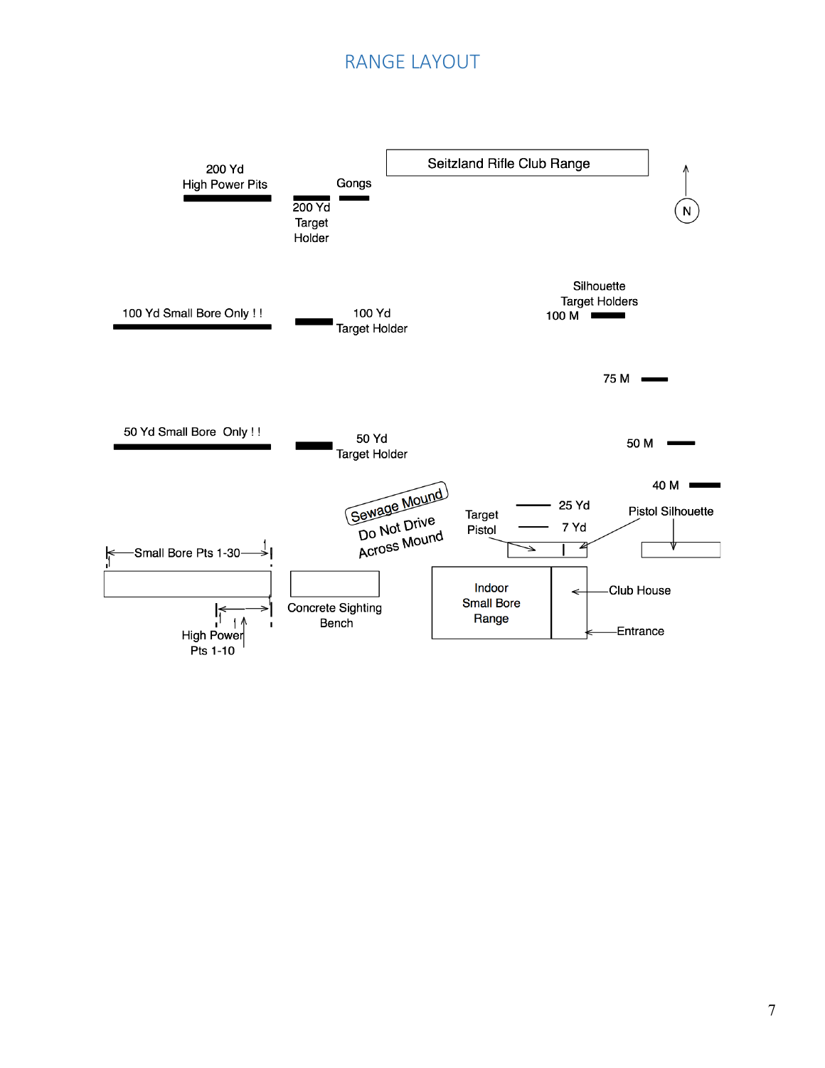# RANGE LAYOUT

Seitzland Rifle Club Range

N

200 Yd High Power Pits

200 Yd Target Holder

Gongs

100 Yd Small Bore Only ! !

100 Yd Target Holder

Silhouette Target Holders

100 M

75 M

50 Yd Small Bore Only ! !

50 Yd Target Holder

50 M

40 M

Sewage Mound

Do Not Drive Across Mound

Target Pistol

25 Yd

7 Yd

Pistol Silhouette

Small Bore Pts 1-30

Concrete Sighting Bench

Indoor Small Bore Range

Club House

Entrance

High Power Pts 1-10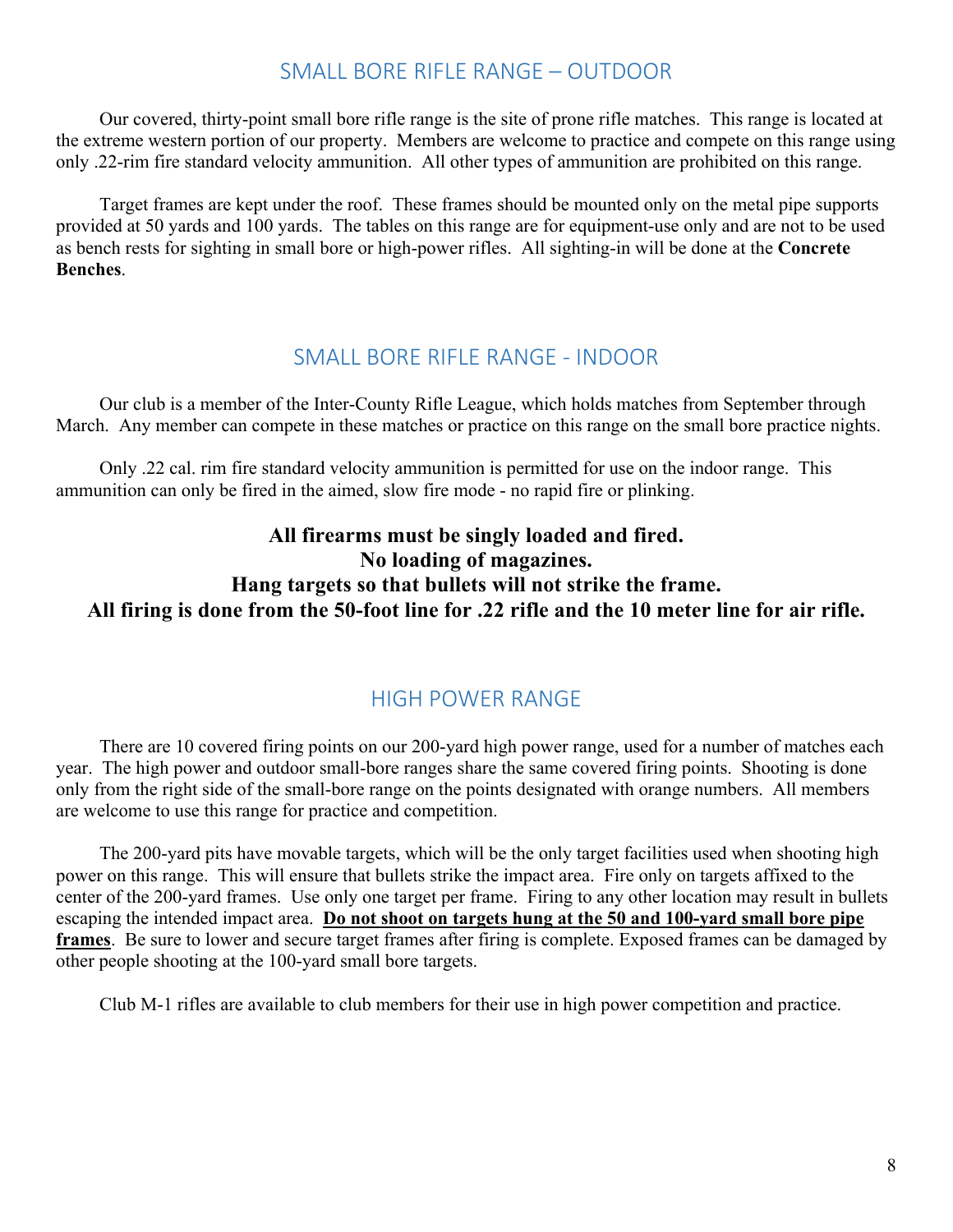## SMALL BORE RIFLE RANGE – OUTDOOR

Our covered, thirty-point small bore rifle range is the site of prone rifle matches. This range is located at the extreme western portion of our property. Members are welcome to practice and compete on this range using only .22-rim fire standard velocity ammunition. All other types of ammunition are prohibited on this range.

Target frames are kept under the roof. These frames should be mounted only on the metal pipe supports provided at 50 yards and 100 yards. The tables on this range are for equipment-use only and are not to be used as bench rests for sighting in small bore or high-power rifles. All sighting-in will be done at the **Concrete Benches**.

## SMALL BORE RIFLE RANGE - INDOOR

Our club is a member of the Inter-County Rifle League, which holds matches from September through March. Any member can compete in these matches or practice on this range on the small bore practice nights.

Only .22 cal. rim fire standard velocity ammunition is permitted for use on the indoor range. This ammunition can only be fired in the aimed, slow fire mode - no rapid fire or plinking.

**All firearms must be singly loaded and fired.**
**No loading of magazines.**
**Hang targets so that bullets will not strike the frame.**
**All firing is done from the 50-foot line for .22 rifle and the 10 meter line for air rifle.**

## HIGH POWER RANGE

There are 10 covered firing points on our 200-yard high power range, used for a number of matches each year. The high power and outdoor small-bore ranges share the same covered firing points. Shooting is done only from the right side of the small-bore range on the points designated with orange numbers. All members are welcome to use this range for practice and competition.

The 200-yard pits have movable targets, which will be the only target facilities used when shooting high power on this range. This will ensure that bullets strike the impact area. Fire only on targets affixed to the center of the 200-yard frames. Use only one target per frame. Firing to any other location may result in bullets escaping the intended impact area. **Do not shoot on targets hung at the 50 and 100-yard small bore pipe frames**. Be sure to lower and secure target frames after firing is complete. Exposed frames can be damaged by other people shooting at the 100-yard small bore targets.

Club M-1 rifles are available to club members for their use in high power competition and practice.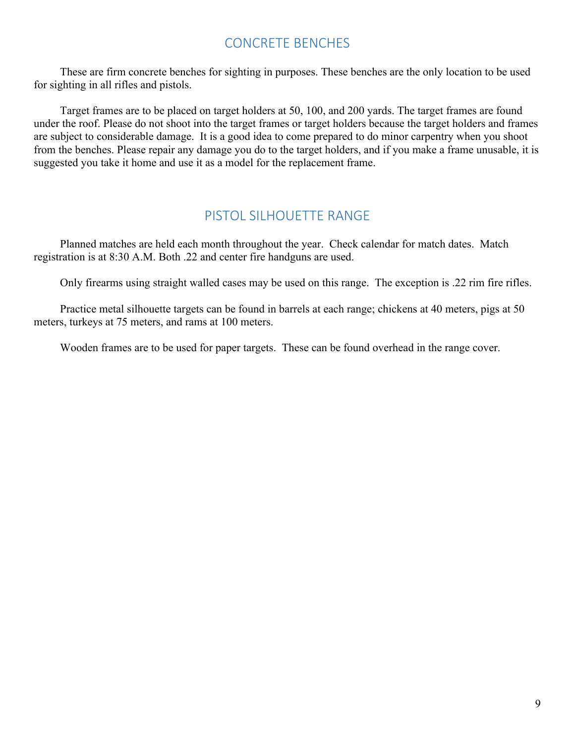## CONCRETE BENCHES

These are firm concrete benches for sighting in purposes. These benches are the only location to be used for sighting in all rifles and pistols.

Target frames are to be placed on target holders at 50, 100, and 200 yards. The target frames are found under the roof. Please do not shoot into the target frames or target holders because the target holders and frames are subject to considerable damage. It is a good idea to come prepared to do minor carpentry when you shoot from the benches. Please repair any damage you do to the target holders, and if you make a frame unusable, it is suggested you take it home and use it as a model for the replacement frame.

## PISTOL SILHOUETTE RANGE

Planned matches are held each month throughout the year. Check calendar for match dates. Match registration is at 8:30 A.M. Both .22 and center fire handguns are used.

Only firearms using straight walled cases may be used on this range. The exception is .22 rim fire rifles.

Practice metal silhouette targets can be found in barrels at each range; chickens at 40 meters, pigs at 50 meters, turkeys at 75 meters, and rams at 100 meters.

Wooden frames are to be used for paper targets. These can be found overhead in the range cover.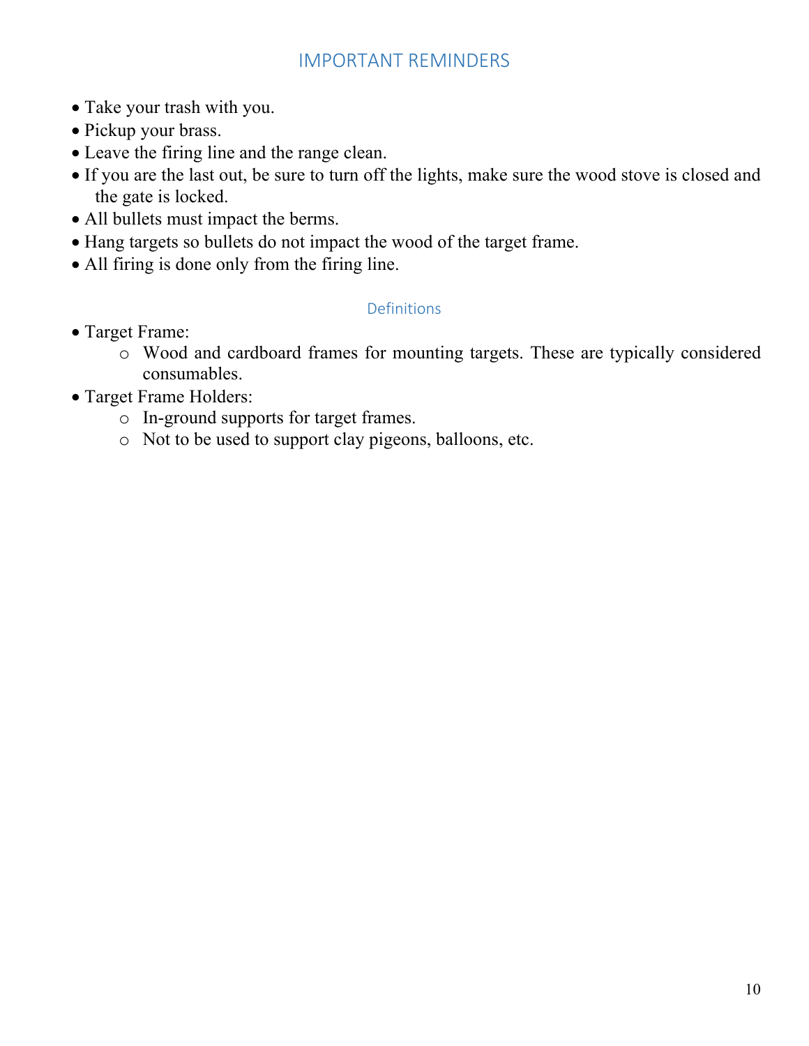## IMPORTANT REMINDERS

- Take your trash with you.
- Pickup your brass.
- Leave the firing line and the range clean.
- If you are the last out, be sure to turn off the lights, make sure the wood stove is closed and the gate is locked.
- All bullets must impact the berms.
- Hang targets so bullets do not impact the wood of the target frame.
- All firing is done only from the firing line.

### Definitions

- Target Frame:
  - Wood and cardboard frames for mounting targets. These are typically considered consumables.
- Target Frame Holders:
  - In-ground supports for target frames.
  - Not to be used to support clay pigeons, balloons, etc.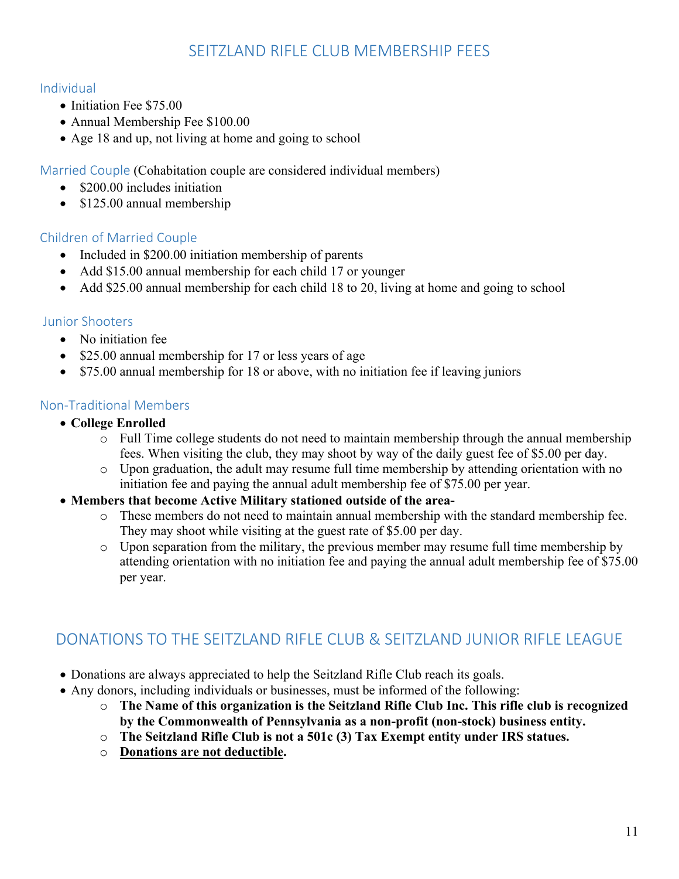# SEITZLAND RIFLE CLUB MEMBERSHIP FEES

## Individual

- Initiation Fee $75.00
- Annual Membership Fee $100.00
- Age 18 and up, not living at home and going to school

## Married Couple (Cohabitation couple are considered individual members)

- $200.00 includes initiation
- $125.00 annual membership

## Children of Married Couple

- Included in $200.00 initiation membership of parents
- Add $15.00 annual membership for each child 17 or younger
- Add $25.00 annual membership for each child 18 to 20, living at home and going to school

## Junior Shooters

- No initiation fee
- $25.00 annual membership for 17 or less years of age
- $75.00 annual membership for 18 or above, with no initiation fee if leaving juniors

## Non-Traditional Members

- **College Enrolled**
  - Full Time college students do not need to maintain membership through the annual membership fees. When visiting the club, they may shoot by way of the daily guest fee of $5.00 per day.
  - Upon graduation, the adult may resume full time membership by attending orientation with no initiation fee and paying the annual adult membership fee of $75.00 per year.
- **Members that become Active Military stationed outside of the area-**
  - These members do not need to maintain annual membership with the standard membership fee. They may shoot while visiting at the guest rate of $5.00 per day.
  - Upon separation from the military, the previous member may resume full time membership by attending orientation with no initiation fee and paying the annual adult membership fee of $75.00 per year.

# DONATIONS TO THE SEITZLAND RIFLE CLUB & SEITZLAND JUNIOR RIFLE LEAGUE

- Donations are always appreciated to help the Seitzland Rifle Club reach its goals.
- Any donors, including individuals or businesses, must be informed of the following:
  - **The Name of this organization is the Seitzland Rifle Club Inc. This rifle club is recognized by the Commonwealth of Pennsylvania as a non-profit (non-stock) business entity.**
  - **The Seitzland Rifle Club is not a 501c (3) Tax Exempt entity under IRS statues.**
  - **<u>Donations are not deductible</u>.**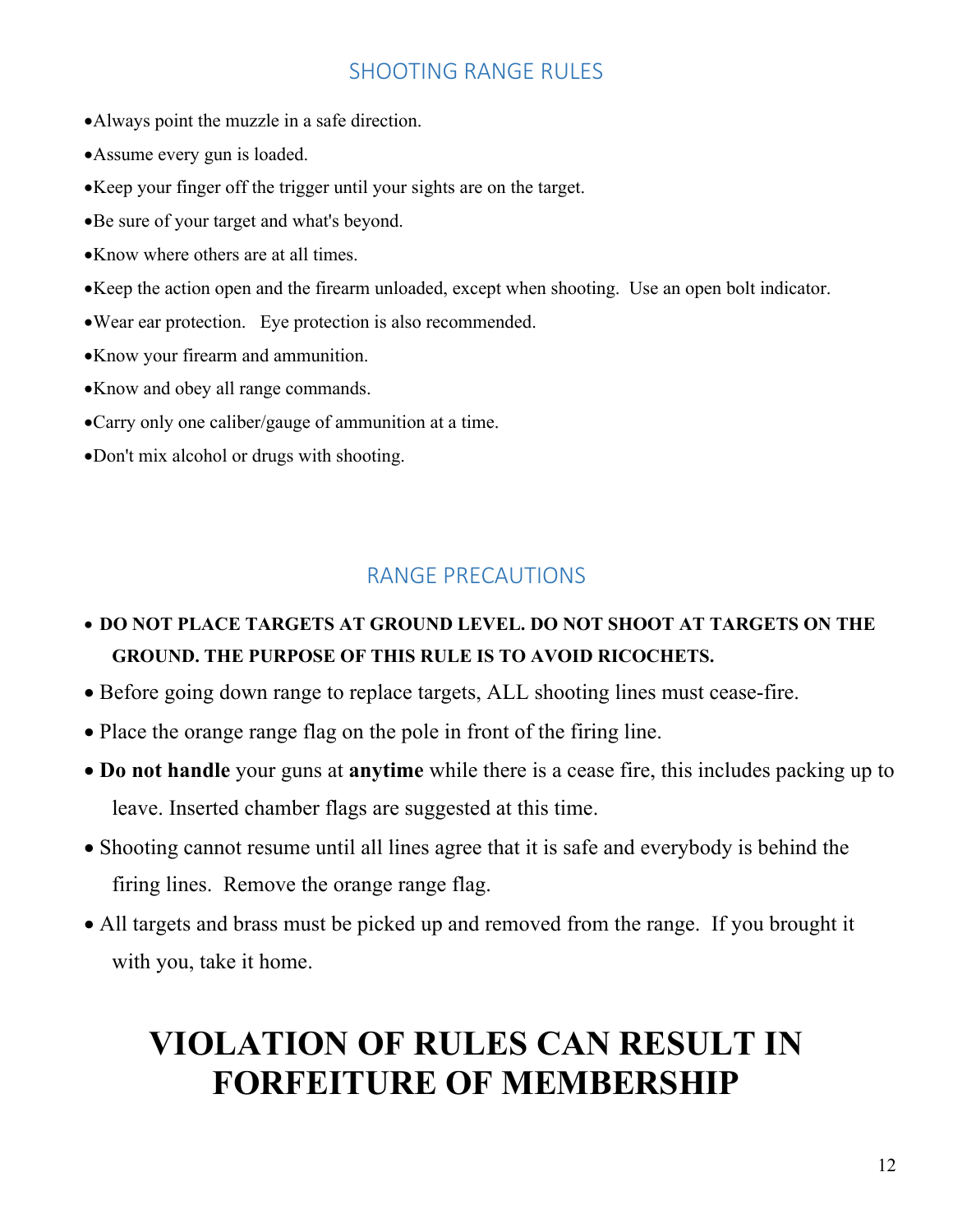## SHOOTING RANGE RULES

- Always point the muzzle in a safe direction.
- Assume every gun is loaded.
- Keep your finger off the trigger until your sights are on the target.
- Be sure of your target and what's beyond.
- Know where others are at all times.
- Keep the action open and the firearm unloaded, except when shooting. Use an open bolt indicator.
- Wear ear protection. Eye protection is also recommended.
- Know your firearm and ammunition.
- Know and obey all range commands.
- Carry only one caliber/gauge of ammunition at a time.
- Don't mix alcohol or drugs with shooting.

## RANGE PRECAUTIONS

- **DO NOT PLACE TARGETS AT GROUND LEVEL. DO NOT SHOOT AT TARGETS ON THE GROUND. THE PURPOSE OF THIS RULE IS TO AVOID RICOCHETS.**
- Before going down range to replace targets, ALL shooting lines must cease-fire.
- Place the orange range flag on the pole in front of the firing line.
- **Do not handle** your guns at **anytime** while there is a cease fire, this includes packing up to leave. Inserted chamber flags are suggested at this time.
- Shooting cannot resume until all lines agree that it is safe and everybody is behind the firing lines. Remove the orange range flag.
- All targets and brass must be picked up and removed from the range. If you brought it with you, take it home.

# VIOLATION OF RULES CAN RESULT IN FORFEITURE OF MEMBERSHIP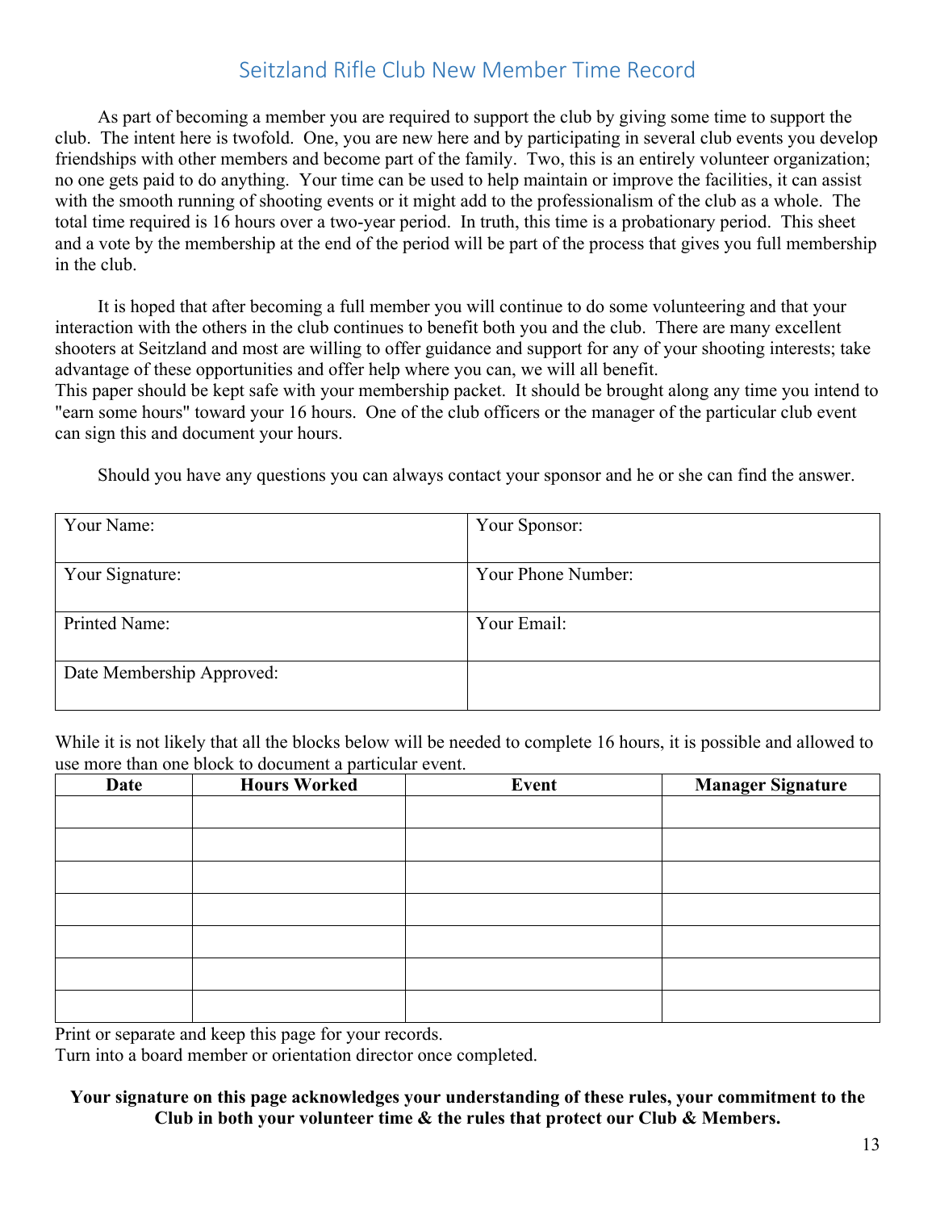# Seitzland Rifle Club New Member Time Record

As part of becoming a member you are required to support the club by giving some time to support the club. The intent here is twofold. One, you are new here and by participating in several club events you develop friendships with other members and become part of the family. Two, this is an entirely volunteer organization; no one gets paid to do anything. Your time can be used to help maintain or improve the facilities, it can assist with the smooth running of shooting events or it might add to the professionalism of the club as a whole. The total time required is 16 hours over a two-year period. In truth, this time is a probationary period. This sheet and a vote by the membership at the end of the period will be part of the process that gives you full membership in the club.

It is hoped that after becoming a full member you will continue to do some volunteering and that your interaction with the others in the club continues to benefit both you and the club. There are many excellent shooters at Seitzland and most are willing to offer guidance and support for any of your shooting interests; take advantage of these opportunities and offer help where you can, we will all benefit.
This paper should be kept safe with your membership packet. It should be brought along any time you intend to "earn some hours" toward your 16 hours. One of the club officers or the manager of the particular club event can sign this and document your hours.

Should you have any questions you can always contact your sponsor and he or she can find the answer.

| | |
|---|---|
| Your Name: | Your Sponsor: |
| Your Signature: | Your Phone Number: |
| Printed Name: | Your Email: |
| Date Membership Approved: | |

While it is not likely that all the blocks below will be needed to complete 16 hours, it is possible and allowed to use more than one block to document a particular event.

| Date | Hours Worked | Event | Manager Signature |
|---|---|---|---|
| | | | |
| | | | |
| | | | |
| | | | |
| | | | |
| | | | |
| | | | |

Print or separate and keep this page for your records.
Turn into a board member or orientation director once completed.

**Your signature on this page acknowledges your understanding of these rules, your commitment to the Club in both your volunteer time & the rules that protect our Club & Members.**